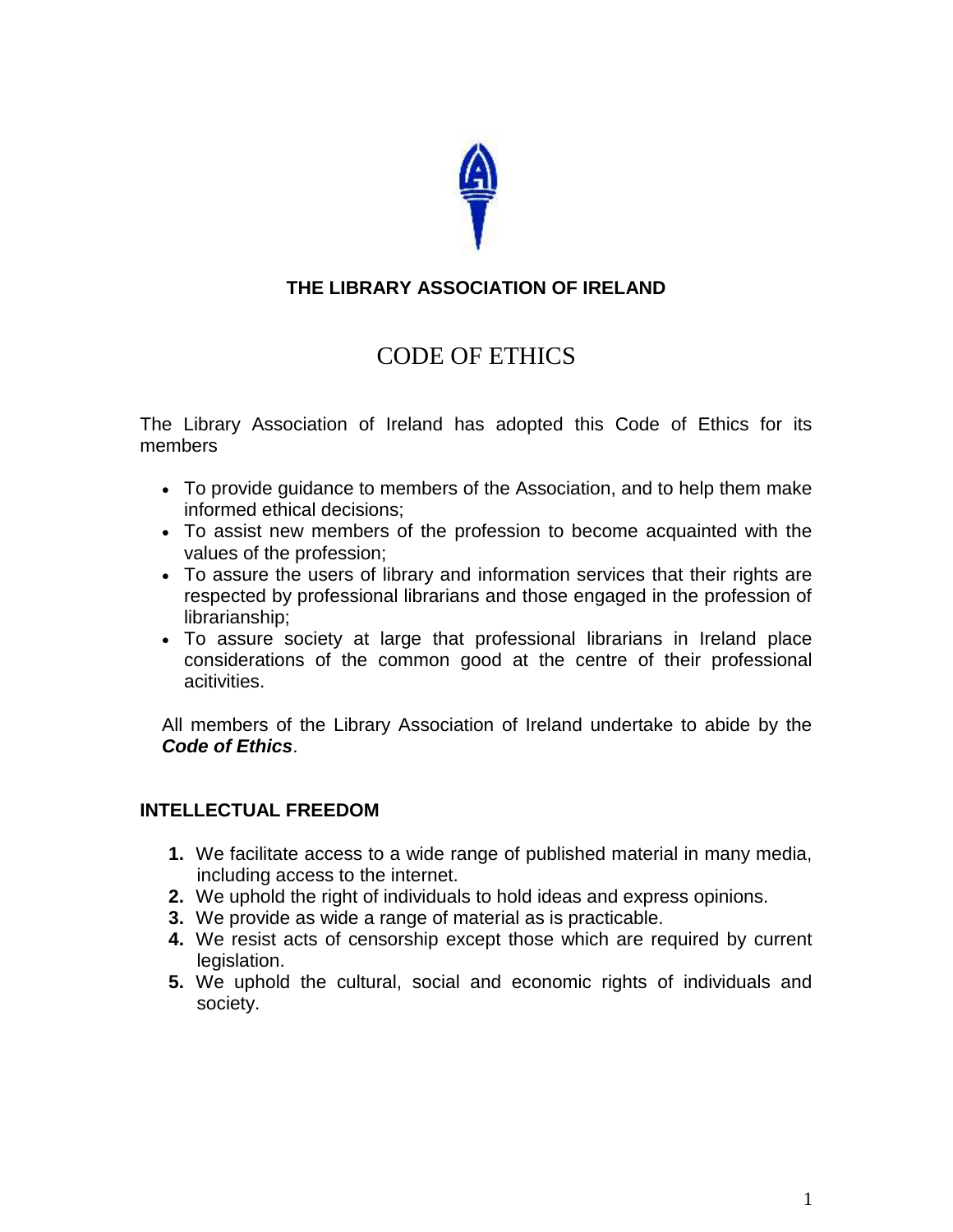**THE LIBRARY ASSOCIATION OF IRELAND**

# CODE OF ETHICS

The Library Association of Ireland has adopted this Code of Ethics for its members

- To provide guidance to members of the Association, and to help them make informed ethical decisions;
- To assist new members of the profession to become acquainted with the values of the profession;
- To assure the users of library and information services that their rights are respected by professional librarians and those engaged in the profession of librarianship;
- To assure society at large that professional librarians in Ireland place considerations of the common good at the centre of their professional acitivities.

All members of the Library Association of Ireland undertake to abide by the ***Code of Ethics***.

## INTELLECTUAL FREEDOM

1. We facilitate access to a wide range of published material in many media, including access to the internet.
2. We uphold the right of individuals to hold ideas and express opinions.
3. We provide as wide a range of material as is practicable.
4. We resist acts of censorship except those which are required by current legislation.
5. We uphold the cultural, social and economic rights of individuals and society.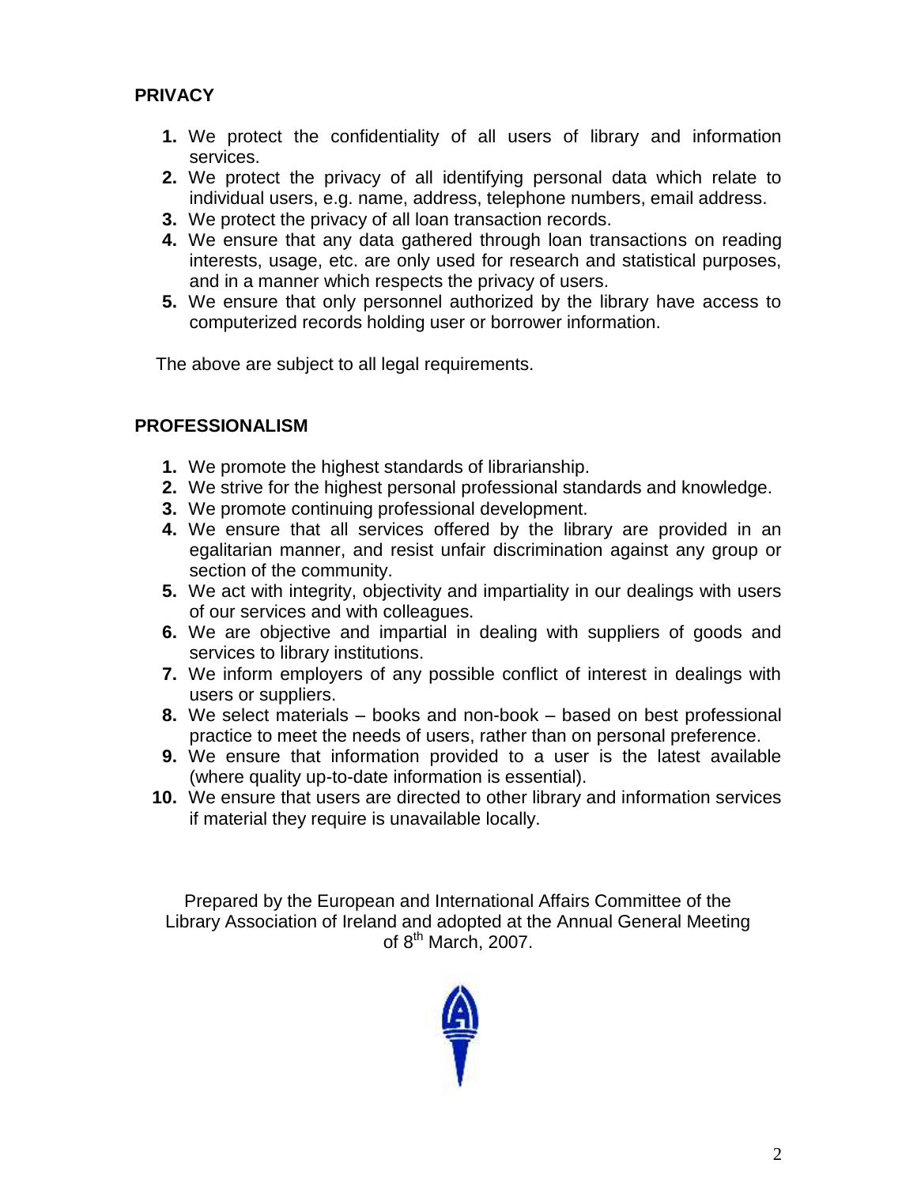## PRIVACY

1. We protect the confidentiality of all users of library and information services.
2. We protect the privacy of all identifying personal data which relate to individual users, e.g. name, address, telephone numbers, email address.
3. We protect the privacy of all loan transaction records.
4. We ensure that any data gathered through loan transactions on reading interests, usage, etc. are only used for research and statistical purposes, and in a manner which respects the privacy of users.
5. We ensure that only personnel authorized by the library have access to computerized records holding user or borrower information.

The above are subject to all legal requirements.

## PROFESSIONALISM

1. We promote the highest standards of librarianship.
2. We strive for the highest personal professional standards and knowledge.
3. We promote continuing professional development.
4. We ensure that all services offered by the library are provided in an egalitarian manner, and resist unfair discrimination against any group or section of the community.
5. We act with integrity, objectivity and impartiality in our dealings with users of our services and with colleagues.
6. We are objective and impartial in dealing with suppliers of goods and services to library institutions.
7. We inform employers of any possible conflict of interest in dealings with users or suppliers.
8. We select materials – books and non-book – based on best professional practice to meet the needs of users, rather than on personal preference.
9. We ensure that information provided to a user is the latest available (where quality up-to-date information is essential).
10. We ensure that users are directed to other library and information services if material they require is unavailable locally.

Prepared by the European and International Affairs Committee of the Library Association of Ireland and adopted at the Annual General Meeting of 8th March, 2007.